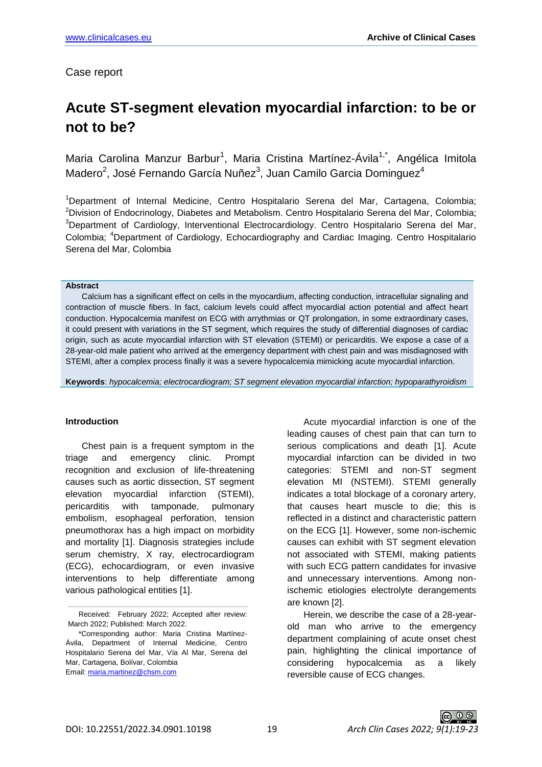Case report

# Acute ST-segment elevation myocardial infarction: to be or not to be?

Maria Carolina Manzur Barbur[1], Maria Cristina Martínez-Ávila[1,*], Angélica Imitola Madero[2], José Fernando García Nuñez[3], Juan Camilo Garcia Dominguez[4]

[1]Department of Internal Medicine, Centro Hospitalario Serena del Mar, Cartagena, Colombia; [2]Division of Endocrinology, Diabetes and Metabolism. Centro Hospitalario Serena del Mar, Colombia; [3]Department of Cardiology, Interventional Electrocardiology. Centro Hospitalario Serena del Mar, Colombia; [4]Department of Cardiology, Echocardiography and Cardiac Imaging. Centro Hospitalario Serena del Mar, Colombia

**Abstract**

Calcium has a significant effect on cells in the myocardium, affecting conduction, intracellular signaling and contraction of muscle fibers. In fact, calcium levels could affect myocardial action potential and affect heart conduction. Hypocalcemia manifest on ECG with arrythmias or QT prolongation, in some extraordinary cases, it could present with variations in the ST segment, which requires the study of differential diagnoses of cardiac origin, such as acute myocardial infarction with ST elevation (STEMI) or pericarditis. We expose a case of a 28-year-old male patient who arrived at the emergency department with chest pain and was misdiagnosed with STEMI, after a complex process finally it was a severe hypocalcemia mimicking acute myocardial infarction.

**Keywords**: *hypocalcemia; electrocardiogram; ST segment elevation myocardial infarction; hypoparathyroidism*

## Introduction

Chest pain is a frequent symptom in the triage and emergency clinic. Prompt recognition and exclusion of life-threatening causes such as aortic dissection, ST segment elevation myocardial infarction (STEMI), pericarditis with tamponade, pulmonary embolism, esophageal perforation, tension pneumothorax has a high impact on morbidity and mortality [1]. Diagnosis strategies include serum chemistry, X ray, electrocardiogram (ECG), echocardiogram, or even invasive interventions to help differentiate among various pathological entities [1].

Received: February 2022; Accepted after review: March 2022; Published: March 2022.

*Corresponding author: Maria Cristina Martínez-Ávila, Department of Internal Medicine, Centro Hospitalario Serena del Mar, Vía Al Mar, Serena del Mar, Cartagena, Bolívar, Colombia
Email: maria.martinez@chsm.com

Acute myocardial infarction is one of the leading causes of chest pain that can turn to serious complications and death [1]. Acute myocardial infarction can be divided in two categories: STEMI and non-ST segment elevation MI (NSTEMI). STEMI generally indicates a total blockage of a coronary artery, that causes heart muscle to die; this is reflected in a distinct and characteristic pattern on the ECG [1]. However, some non-ischemic causes can exhibit with ST segment elevation not associated with STEMI, making patients with such ECG pattern candidates for invasive and unnecessary interventions. Among non-ischemic etiologies electrolyte derangements are known [2].

Herein, we describe the case of a 28-year-old man who arrive to the emergency department complaining of acute onset chest pain, highlighting the clinical importance of considering hypocalcemia as a likely reversible cause of ECG changes.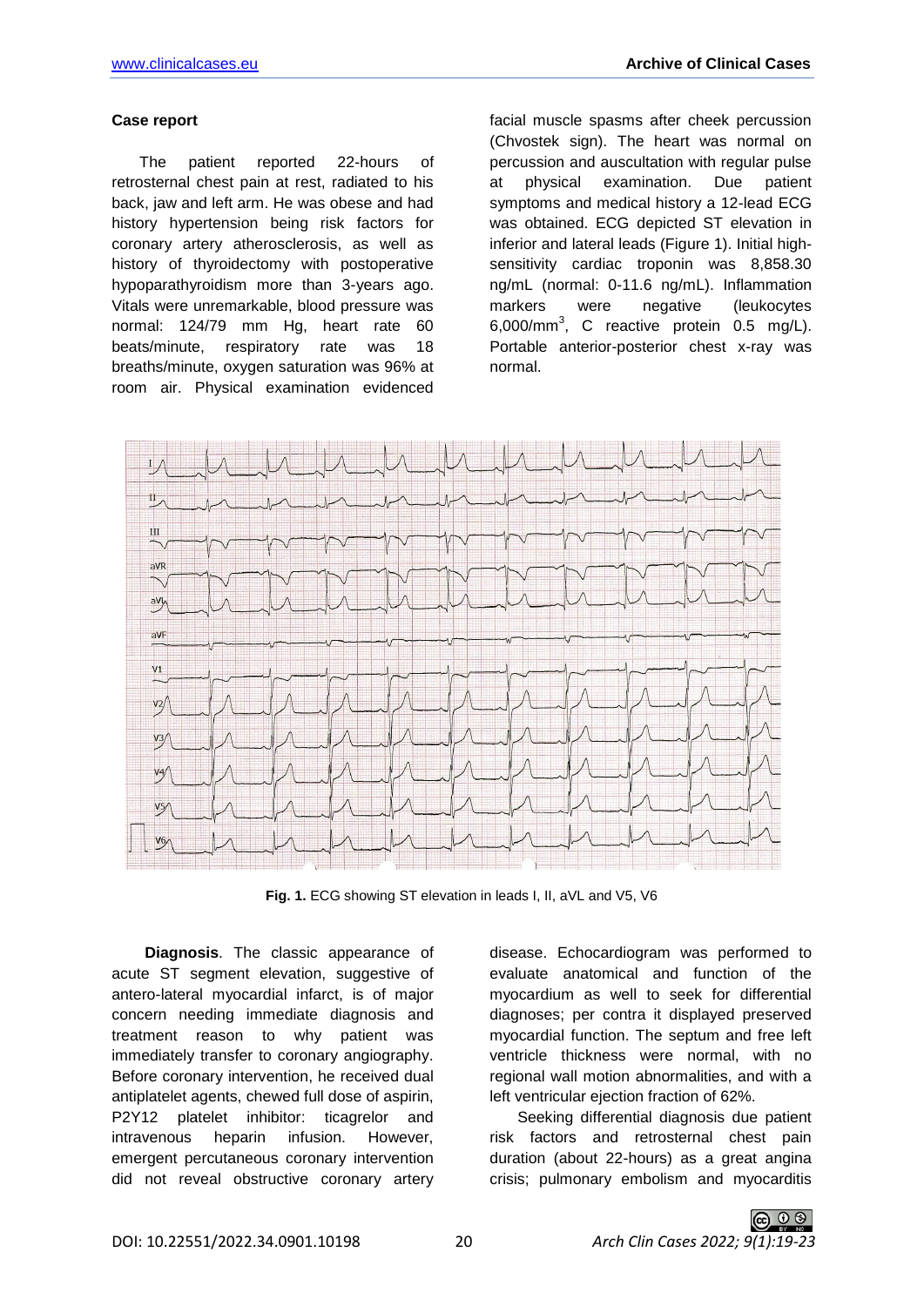## Case report

The patient reported 22-hours of retrosternal chest pain at rest, radiated to his back, jaw and left arm. He was obese and had history hypertension being risk factors for coronary artery atherosclerosis, as well as history of thyroidectomy with postoperative hypoparathyroidism more than 3-years ago. Vitals were unremarkable, blood pressure was normal: 124/79 mm Hg, heart rate 60 beats/minute, respiratory rate was 18 breaths/minute, oxygen saturation was 96% at room air. Physical examination evidenced facial muscle spasms after cheek percussion (Chvostek sign). The heart was normal on percussion and auscultation with regular pulse at physical examination. Due patient symptoms and medical history a 12-lead ECG was obtained. ECG depicted ST elevation in inferior and lateral leads (Figure 1). Initial high-sensitivity cardiac troponin was 8,858.30 ng/mL (normal: 0-11.6 ng/mL). Inflammation markers were negative (leukocytes 6,000/mm$^3$, C reactive protein 0.5 mg/L). Portable anterior-posterior chest x-ray was normal.

I
II
III
aVR
aVL
aVF
V1
V2
V3
V4
V5
V6

**Fig. 1.** ECG showing ST elevation in leads I, II, aVL and V5, V6

**Diagnosis**. The classic appearance of acute ST segment elevation, suggestive of antero-lateral myocardial infarct, is of major concern needing immediate diagnosis and treatment reason to why patient was immediately transfer to coronary angiography. Before coronary intervention, he received dual antiplatelet agents, chewed full dose of aspirin, P2Y12 platelet inhibitor: ticagrelor and intravenous heparin infusion. However, emergent percutaneous coronary intervention did not reveal obstructive coronary artery disease. Echocardiogram was performed to evaluate anatomical and function of the myocardium as well to seek for differential diagnoses; per contra it displayed preserved myocardial function. The septum and free left ventricle thickness were normal, with no regional wall motion abnormalities, and with a left ventricular ejection fraction of 62%.

Seeking differential diagnosis due patient risk factors and retrosternal chest pain duration (about 22-hours) as a great angina crisis; pulmonary embolism and myocarditis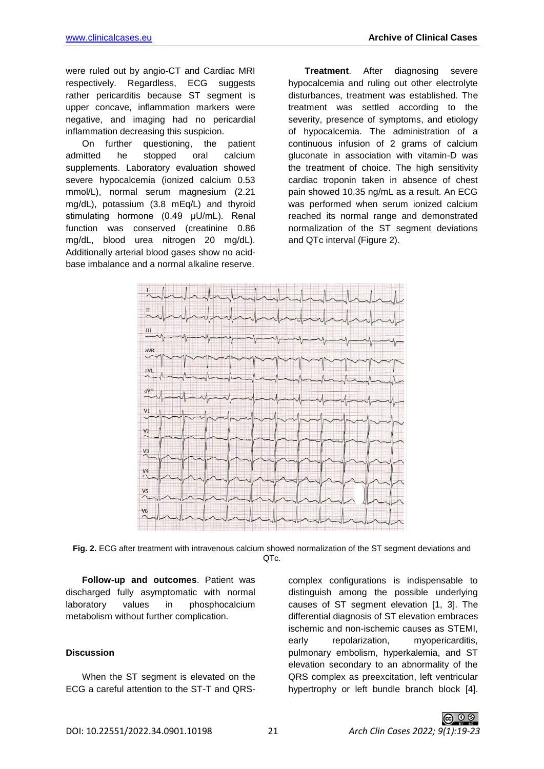were ruled out by angio-CT and Cardiac MRI respectively. Regardless, ECG suggests rather pericarditis because ST segment is upper concave, inflammation markers were negative, and imaging had no pericardial inflammation decreasing this suspicion.

On further questioning, the patient admitted he stopped oral calcium supplements. Laboratory evaluation showed severe hypocalcemia (ionized calcium 0.53 mmol/L), normal serum magnesium (2.21 mg/dL), potassium (3.8 mEq/L) and thyroid stimulating hormone (0.49 μU/mL). Renal function was conserved (creatinine 0.86 mg/dL, blood urea nitrogen 20 mg/dL). Additionally arterial blood gases show no acid-base imbalance and a normal alkaline reserve.

**Treatment**. After diagnosing severe hypocalcemia and ruling out other electrolyte disturbances, treatment was established. The treatment was settled according to the severity, presence of symptoms, and etiology of hypocalcemia. The administration of a continuous infusion of 2 grams of calcium gluconate in association with vitamin-D was the treatment of choice. The high sensitivity cardiac troponin taken in absence of chest pain showed 10.35 ng/mL as a result. An ECG was performed when serum ionized calcium reached its normal range and demonstrated normalization of the ST segment deviations and QTc interval (Figure 2).

I
II
III
aVR
aVL
aVF
V1
V2
V3
V4
V5
V6

**Fig. 2.** ECG after treatment with intravenous calcium showed normalization of the ST segment deviations and QTc.

**Follow-up and outcomes**. Patient was discharged fully asymptomatic with normal laboratory values in phosphocalcium metabolism without further complication.

## Discussion

When the ST segment is elevated on the ECG a careful attention to the ST-T and QRS-complex configurations is indispensable to distinguish among the possible underlying causes of ST segment elevation [1, 3]. The differential diagnosis of ST elevation embraces ischemic and non-ischemic causes as STEMI, early repolarization, myopericarditis, pulmonary embolism, hyperkalemia, and ST elevation secondary to an abnormality of the QRS complex as preexcitation, left ventricular hypertrophy or left bundle branch block [4].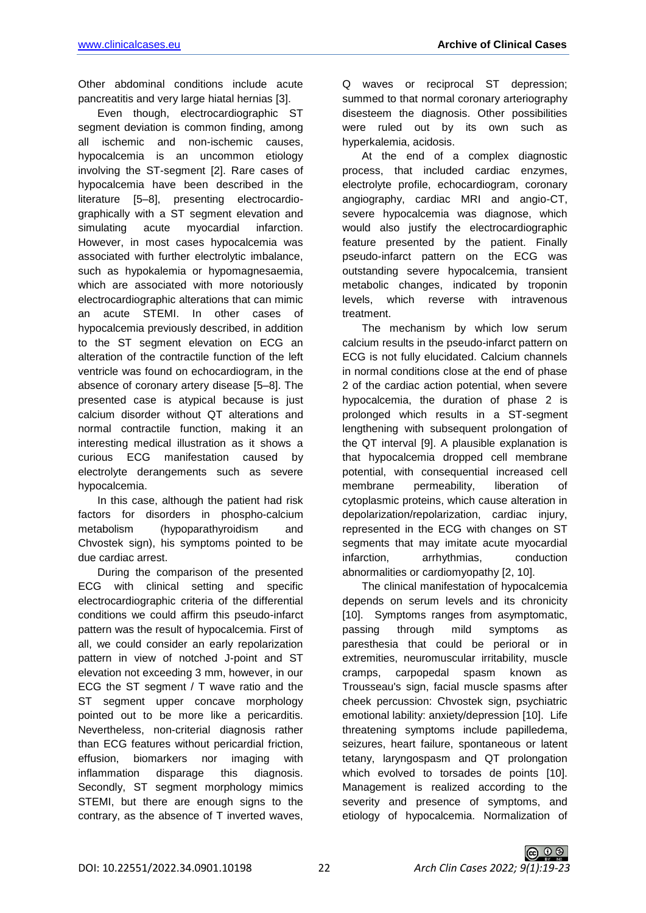Other abdominal conditions include acute pancreatitis and very large hiatal hernias [3].

Even though, electrocardiographic ST segment deviation is common finding, among all ischemic and non-ischemic causes, hypocalcemia is an uncommon etiology involving the ST-segment [2]. Rare cases of hypocalcemia have been described in the literature [5–8], presenting electrocardiographically with a ST segment elevation and simulating acute myocardial infarction. However, in most cases hypocalcemia was associated with further electrolytic imbalance, such as hypokalemia or hypomagnesaemia, which are associated with more notoriously electrocardiographic alterations that can mimic an acute STEMI. In other cases of hypocalcemia previously described, in addition to the ST segment elevation on ECG an alteration of the contractile function of the left ventricle was found on echocardiogram, in the absence of coronary artery disease [5–8]. The presented case is atypical because is just calcium disorder without QT alterations and normal contractile function, making it an interesting medical illustration as it shows a curious ECG manifestation caused by electrolyte derangements such as severe hypocalcemia.

In this case, although the patient had risk factors for disorders in phospho-calcium metabolism (hypoparathyroidism and Chvostek sign), his symptoms pointed to be due cardiac arrest.

During the comparison of the presented ECG with clinical setting and specific electrocardiographic criteria of the differential conditions we could affirm this pseudo-infarct pattern was the result of hypocalcemia. First of all, we could consider an early repolarization pattern in view of notched J-point and ST elevation not exceeding 3 mm, however, in our ECG the ST segment / T wave ratio and the ST segment upper concave morphology pointed out to be more like a pericarditis. Nevertheless, non-criterial diagnosis rather than ECG features without pericardial friction, effusion, biomarkers nor imaging with inflammation disparage this diagnosis. Secondly, ST segment morphology mimics STEMI, but there are enough signs to the contrary, as the absence of T inverted waves, Q waves or reciprocal ST depression; summed to that normal coronary arteriography disesteem the diagnosis. Other possibilities were ruled out by its own such as hyperkalemia, acidosis.

At the end of a complex diagnostic process, that included cardiac enzymes, electrolyte profile, echocardiogram, coronary angiography, cardiac MRI and angio-CT, severe hypocalcemia was diagnose, which would also justify the electrocardiographic feature presented by the patient. Finally pseudo-infarct pattern on the ECG was outstanding severe hypocalcemia, transient metabolic changes, indicated by troponin levels, which reverse with intravenous treatment.

The mechanism by which low serum calcium results in the pseudo-infarct pattern on ECG is not fully elucidated. Calcium channels in normal conditions close at the end of phase 2 of the cardiac action potential, when severe hypocalcemia, the duration of phase 2 is prolonged which results in a ST-segment lengthening with subsequent prolongation of the QT interval [9]. A plausible explanation is that hypocalcemia dropped cell membrane potential, with consequential increased cell membrane permeability, liberation of cytoplasmic proteins, which cause alteration in depolarization/repolarization, cardiac injury, represented in the ECG with changes on ST segments that may imitate acute myocardial infarction, arrhythmias, conduction abnormalities or cardiomyopathy [2, 10].

The clinical manifestation of hypocalcemia depends on serum levels and its chronicity [10]. Symptoms ranges from asymptomatic, passing through mild symptoms as paresthesia that could be perioral or in extremities, neuromuscular irritability, muscle cramps, carpopedal spasm known as Trousseau's sign, facial muscle spasms after cheek percussion: Chvostek sign, psychiatric emotional lability: anxiety/depression [10]. Life threatening symptoms include papilledema, seizures, heart failure, spontaneous or latent tetany, laryngospasm and QT prolongation which evolved to torsades de points [10]. Management is realized according to the severity and presence of symptoms, and etiology of hypocalcemia. Normalization of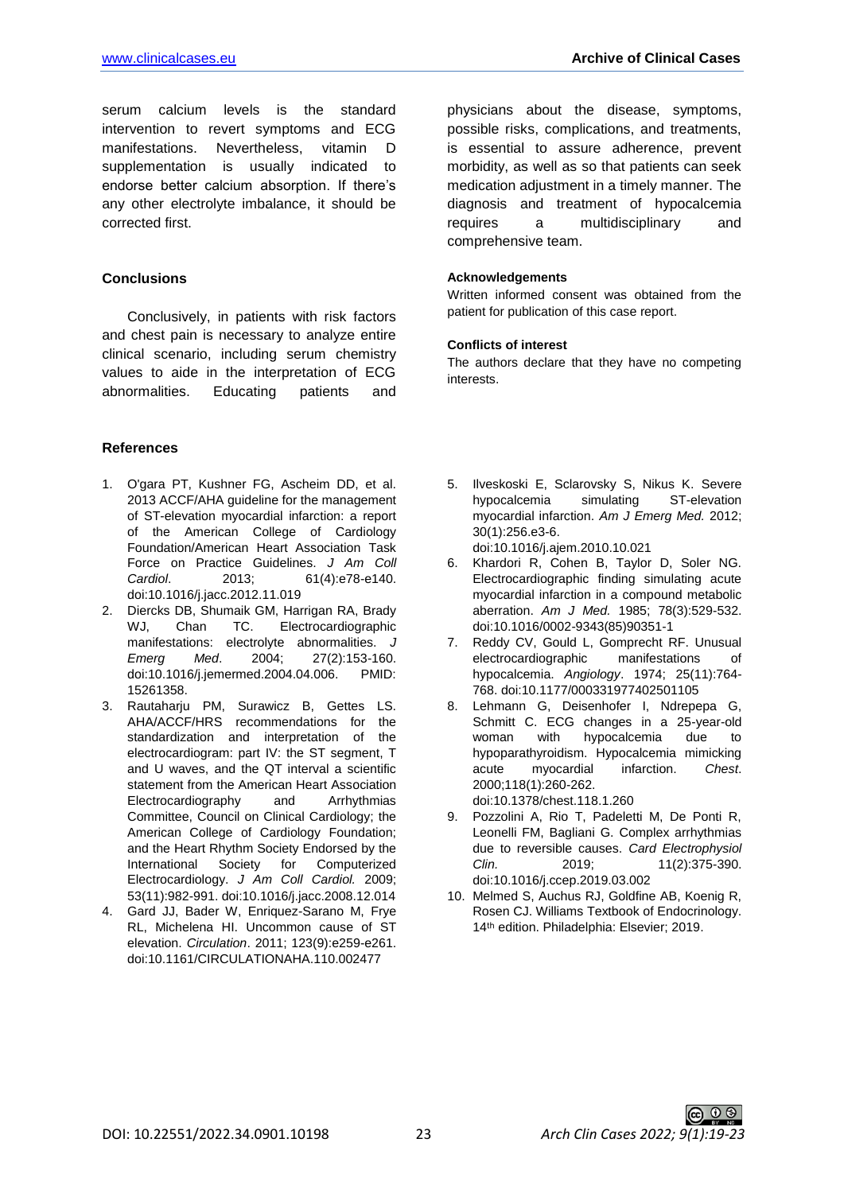serum calcium levels is the standard intervention to revert symptoms and ECG manifestations. Nevertheless, vitamin D supplementation is usually indicated to endorse better calcium absorption. If there's any other electrolyte imbalance, it should be corrected first.

## Conclusions

Conclusively, in patients with risk factors and chest pain is necessary to analyze entire clinical scenario, including serum chemistry values to aide in the interpretation of ECG abnormalities. Educating patients and physicians about the disease, symptoms, possible risks, complications, and treatments, is essential to assure adherence, prevent morbidity, as well as so that patients can seek medication adjustment in a timely manner. The diagnosis and treatment of hypocalcemia requires a multidisciplinary and comprehensive team.

#### Acknowledgements

Written informed consent was obtained from the patient for publication of this case report.

#### Conflicts of interest

The authors declare that they have no competing interests.

## References

1. O'gara PT, Kushner FG, Ascheim DD, et al. 2013 ACCF/AHA guideline for the management of ST-elevation myocardial infarction: a report of the American College of Cardiology Foundation/American Heart Association Task Force on Practice Guidelines. *J Am Coll Cardiol*. 2013; 61(4):e78-e140. doi:10.1016/j.jacc.2012.11.019
2. Diercks DB, Shumaik GM, Harrigan RA, Brady WJ, Chan TC. Electrocardiographic manifestations: electrolyte abnormalities. *J Emerg Med*. 2004; 27(2):153-160. doi:10.1016/j.jemermed.2004.04.006. PMID: 15261358.
3. Rautaharju PM, Surawicz B, Gettes LS. AHA/ACCF/HRS recommendations for the standardization and interpretation of the electrocardiogram: part IV: the ST segment, T and U waves, and the QT interval a scientific statement from the American Heart Association Electrocardiography and Arrhythmias Committee, Council on Clinical Cardiology; the American College of Cardiology Foundation; and the Heart Rhythm Society Endorsed by the International Society for Computerized Electrocardiology. *J Am Coll Cardiol.* 2009; 53(11):982-991. doi:10.1016/j.jacc.2008.12.014
4. Gard JJ, Bader W, Enriquez-Sarano M, Frye RL, Michelena HI. Uncommon cause of ST elevation. *Circulation*. 2011; 123(9):e259-e261. doi:10.1161/CIRCULATIONAHA.110.002477
5. Ilveskoski E, Sclarovsky S, Nikus K. Severe hypocalcemia simulating ST-elevation myocardial infarction. *Am J Emerg Med.* 2012; 30(1):256.e3-6. doi:10.1016/j.ajem.2010.10.021
6. Khardori R, Cohen B, Taylor D, Soler NG. Electrocardiographic finding simulating acute myocardial infarction in a compound metabolic aberration. *Am J Med.* 1985; 78(3):529-532. doi:10.1016/0002-9343(85)90351-1
7. Reddy CV, Gould L, Gomprecht RF. Unusual electrocardiographic manifestations of hypocalcemia. *Angiology*. 1974; 25(11):764-768. doi:10.1177/000331977402501105
8. Lehmann G, Deisenhofer I, Ndrepepa G, Schmitt C. ECG changes in a 25-year-old woman with hypocalcemia due to hypoparathyroidism. Hypocalcemia mimicking acute myocardial infarction. *Chest*. 2000;118(1):260-262. doi:10.1378/chest.118.1.260
9. Pozzolini A, Rio T, Padeletti M, De Ponti R, Leonelli FM, Bagliani G. Complex arrhythmias due to reversible causes. *Card Electrophysiol Clin.* 2019; 11(2):375-390. doi:10.1016/j.ccep.2019.03.002
10. Melmed S, Auchus RJ, Goldfine AB, Koenig R, Rosen CJ. Williams Textbook of Endocrinology. 14th edition. Philadelphia: Elsevier; 2019.